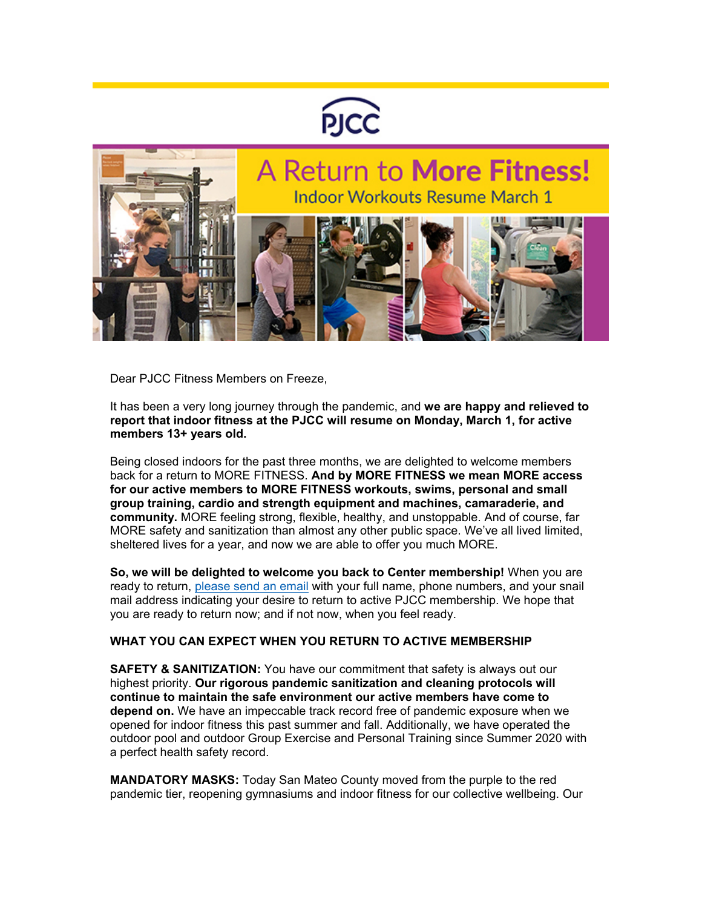PJCC

# A Return to **More Fitness!**

Indoor Workouts Resume March 1

Dear PJCC Fitness Members on Freeze,

It has been a very long journey through the pandemic, and **we are happy and relieved to report that indoor fitness at the PJCC will resume on Monday, March 1, for active members 13+ years old.**

Being closed indoors for the past three months, we are delighted to welcome members back for a return to MORE FITNESS. **And by MORE FITNESS we mean MORE access for our active members to MORE FITNESS workouts, swims, personal and small group training, cardio and strength equipment and machines, camaraderie, and community.** MORE feeling strong, flexible, healthy, and unstoppable. And of course, far MORE safety and sanitization than almost any other public space. We've all lived limited, sheltered lives for a year, and now we are able to offer you much MORE.

**So, we will be delighted to welcome you back to Center membership!** When you are ready to return, please send an email with your full name, phone numbers, and your snail mail address indicating your desire to return to active PJCC membership. We hope that you are ready to return now; and if not now, when you feel ready.

**WHAT YOU CAN EXPECT WHEN YOU RETURN TO ACTIVE MEMBERSHIP**

**SAFETY & SANITIZATION:** You have our commitment that safety is always out our highest priority. **Our rigorous pandemic sanitization and cleaning protocols will continue to maintain the safe environment our active members have come to depend on.** We have an impeccable track record free of pandemic exposure when we opened for indoor fitness this past summer and fall. Additionally, we have operated the outdoor pool and outdoor Group Exercise and Personal Training since Summer 2020 with a perfect health safety record.

**MANDATORY MASKS:** Today San Mateo County moved from the purple to the red pandemic tier, reopening gymnasiums and indoor fitness for our collective wellbeing. Our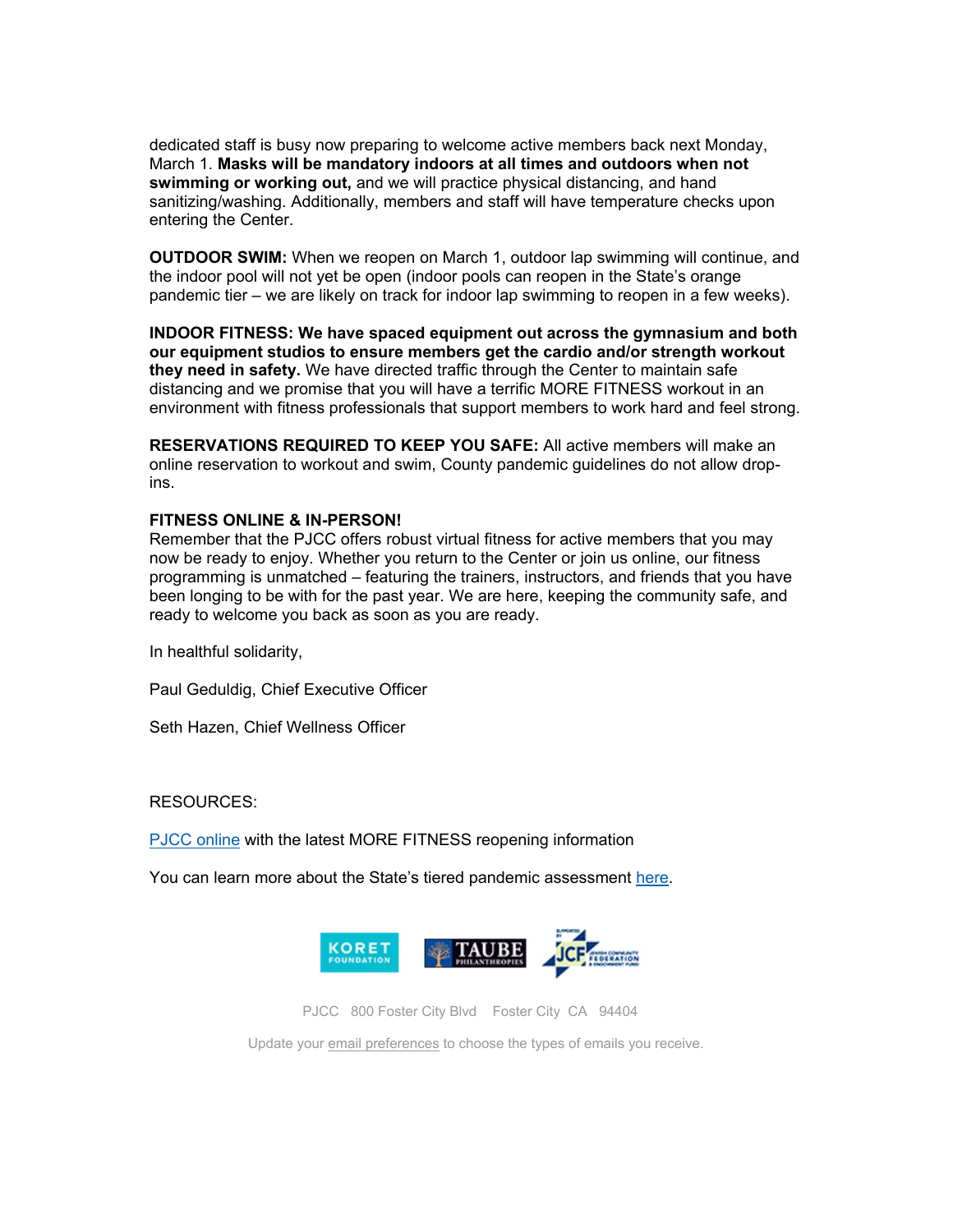dedicated staff is busy now preparing to welcome active members back next Monday, March 1. **Masks will be mandatory indoors at all times and outdoors when not swimming or working out,** and we will practice physical distancing, and hand sanitizing/washing. Additionally, members and staff will have temperature checks upon entering the Center.

**OUTDOOR SWIM:** When we reopen on March 1, outdoor lap swimming will continue, and the indoor pool will not yet be open (indoor pools can reopen in the State's orange pandemic tier – we are likely on track for indoor lap swimming to reopen in a few weeks).

**INDOOR FITNESS: We have spaced equipment out across the gymnasium and both our equipment studios to ensure members get the cardio and/or strength workout they need in safety.** We have directed traffic through the Center to maintain safe distancing and we promise that you will have a terrific MORE FITNESS workout in an environment with fitness professionals that support members to work hard and feel strong.

**RESERVATIONS REQUIRED TO KEEP YOU SAFE:** All active members will make an online reservation to workout and swim, County pandemic guidelines do not allow drop-ins.

**FITNESS ONLINE & IN-PERSON!**
Remember that the PJCC offers robust virtual fitness for active members that you may now be ready to enjoy. Whether you return to the Center or join us online, our fitness programming is unmatched – featuring the trainers, instructors, and friends that you have been longing to be with for the past year. We are here, keeping the community safe, and ready to welcome you back as soon as you are ready.

In healthful solidarity,

Paul Geduldig, Chief Executive Officer

Seth Hazen, Chief Wellness Officer

RESOURCES:

PJCC online with the latest MORE FITNESS reopening information

You can learn more about the State's tiered pandemic assessment here.

PJCC 800 Foster City Blvd Foster City CA 94404

Update your email preferences to choose the types of emails you receive.